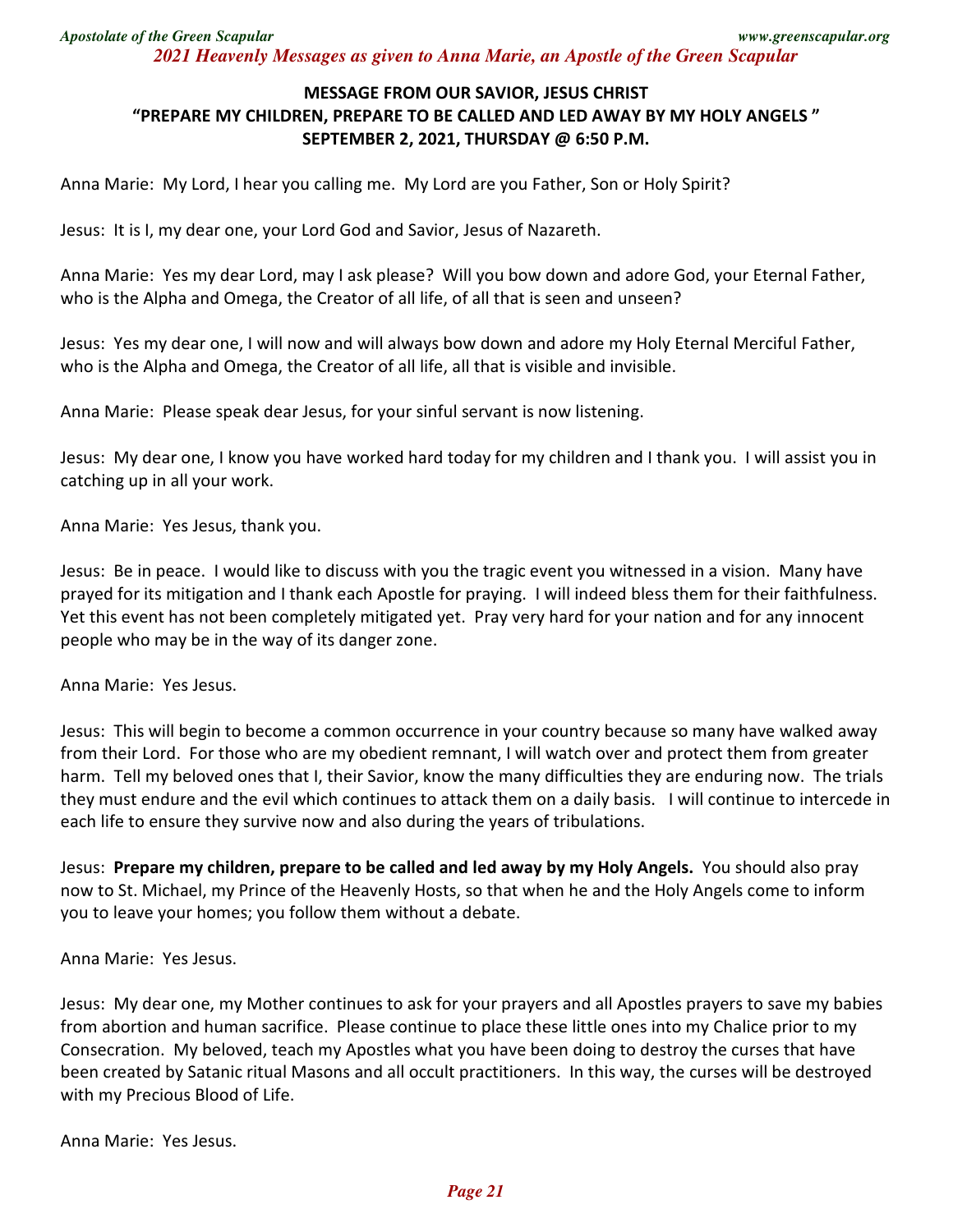### MESSAGE FROM OUR SAVIOR, JESUS CHRIST
### "PREPARE MY CHILDREN, PREPARE TO BE CALLED AND LED AWAY BY MY HOLY ANGELS"
### SEPTEMBER 2, 2021, THURSDAY @ 6:50 P.M.

Anna Marie: My Lord, I hear you calling me. My Lord are you Father, Son or Holy Spirit?

Jesus: It is I, my dear one, your Lord God and Savior, Jesus of Nazareth.

Anna Marie: Yes my dear Lord, may I ask please? Will you bow down and adore God, your Eternal Father, who is the Alpha and Omega, the Creator of all life, of all that is seen and unseen?

Jesus: Yes my dear one, I will now and will always bow down and adore my Holy Eternal Merciful Father, who is the Alpha and Omega, the Creator of all life, all that is visible and invisible.

Anna Marie: Please speak dear Jesus, for your sinful servant is now listening.

Jesus: My dear one, I know you have worked hard today for my children and I thank you. I will assist you in catching up in all your work.

Anna Marie: Yes Jesus, thank you.

Jesus: Be in peace. I would like to discuss with you the tragic event you witnessed in a vision. Many have prayed for its mitigation and I thank each Apostle for praying. I will indeed bless them for their faithfulness. Yet this event has not been completely mitigated yet. Pray very hard for your nation and for any innocent people who may be in the way of its danger zone.

Anna Marie: Yes Jesus.

Jesus: This will begin to become a common occurrence in your country because so many have walked away from their Lord. For those who are my obedient remnant, I will watch over and protect them from greater harm. Tell my beloved ones that I, their Savior, know the many difficulties they are enduring now. The trials they must endure and the evil which continues to attack them on a daily basis. I will continue to intercede in each life to ensure they survive now and also during the years of tribulations.

Jesus: **Prepare my children, prepare to be called and led away by my Holy Angels.** You should also pray now to St. Michael, my Prince of the Heavenly Hosts, so that when he and the Holy Angels come to inform you to leave your homes; you follow them without a debate.

Anna Marie: Yes Jesus.

Jesus: My dear one, my Mother continues to ask for your prayers and all Apostles prayers to save my babies from abortion and human sacrifice. Please continue to place these little ones into my Chalice prior to my Consecration. My beloved, teach my Apostles what you have been doing to destroy the curses that have been created by Satanic ritual Masons and all occult practitioners. In this way, the curses will be destroyed with my Precious Blood of Life.

Anna Marie: Yes Jesus.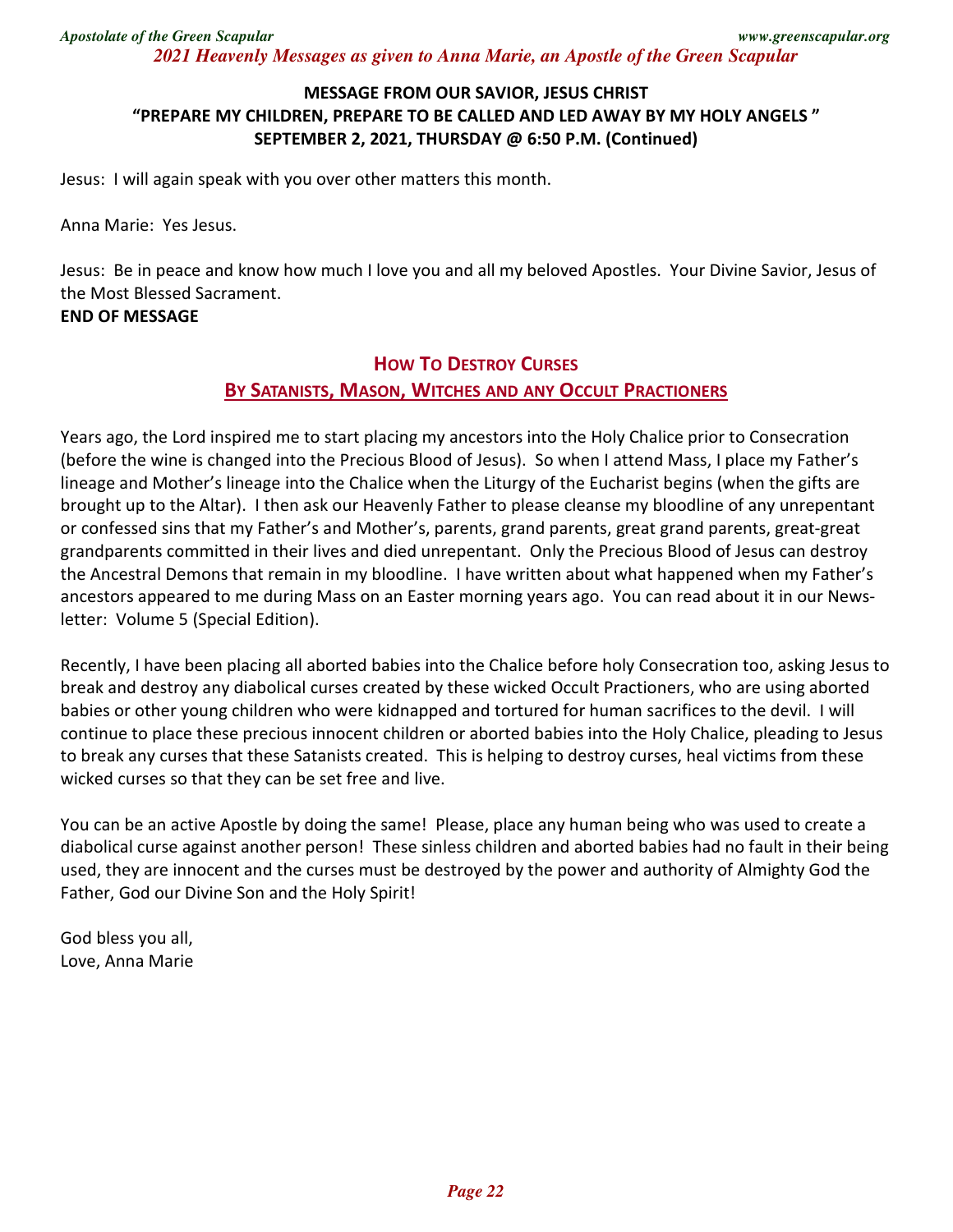**MESSAGE FROM OUR SAVIOR, JESUS CHRIST**
**"PREPARE MY CHILDREN, PREPARE TO BE CALLED AND LED AWAY BY MY HOLY ANGELS "**
**SEPTEMBER 2, 2021, THURSDAY @ 6:50 P.M. (Continued)**

Jesus: I will again speak with you over other matters this month.

Anna Marie: Yes Jesus.

Jesus: Be in peace and know how much I love you and all my beloved Apostles. Your Divine Savior, Jesus of the Most Blessed Sacrament.

**END OF MESSAGE**

## HOW TO DESTROY CURSES
## BY SATANISTS, MASON, WITCHES AND ANY OCCULT PRACTIONERS

Years ago, the Lord inspired me to start placing my ancestors into the Holy Chalice prior to Consecration (before the wine is changed into the Precious Blood of Jesus). So when I attend Mass, I place my Father's lineage and Mother's lineage into the Chalice when the Liturgy of the Eucharist begins (when the gifts are brought up to the Altar). I then ask our Heavenly Father to please cleanse my bloodline of any unrepentant or confessed sins that my Father's and Mother's, parents, grand parents, great grand parents, great-great grandparents committed in their lives and died unrepentant. Only the Precious Blood of Jesus can destroy the Ancestral Demons that remain in my bloodline. I have written about what happened when my Father's ancestors appeared to me during Mass on an Easter morning years ago. You can read about it in our News-letter: Volume 5 (Special Edition).

Recently, I have been placing all aborted babies into the Chalice before holy Consecration too, asking Jesus to break and destroy any diabolical curses created by these wicked Occult Practioners, who are using aborted babies or other young children who were kidnapped and tortured for human sacrifices to the devil. I will continue to place these precious innocent children or aborted babies into the Holy Chalice, pleading to Jesus to break any curses that these Satanists created. This is helping to destroy curses, heal victims from these wicked curses so that they can be set free and live.

You can be an active Apostle by doing the same! Please, place any human being who was used to create a diabolical curse against another person! These sinless children and aborted babies had no fault in their being used, they are innocent and the curses must be destroyed by the power and authority of Almighty God the Father, God our Divine Son and the Holy Spirit!

God bless you all,
Love, Anna Marie